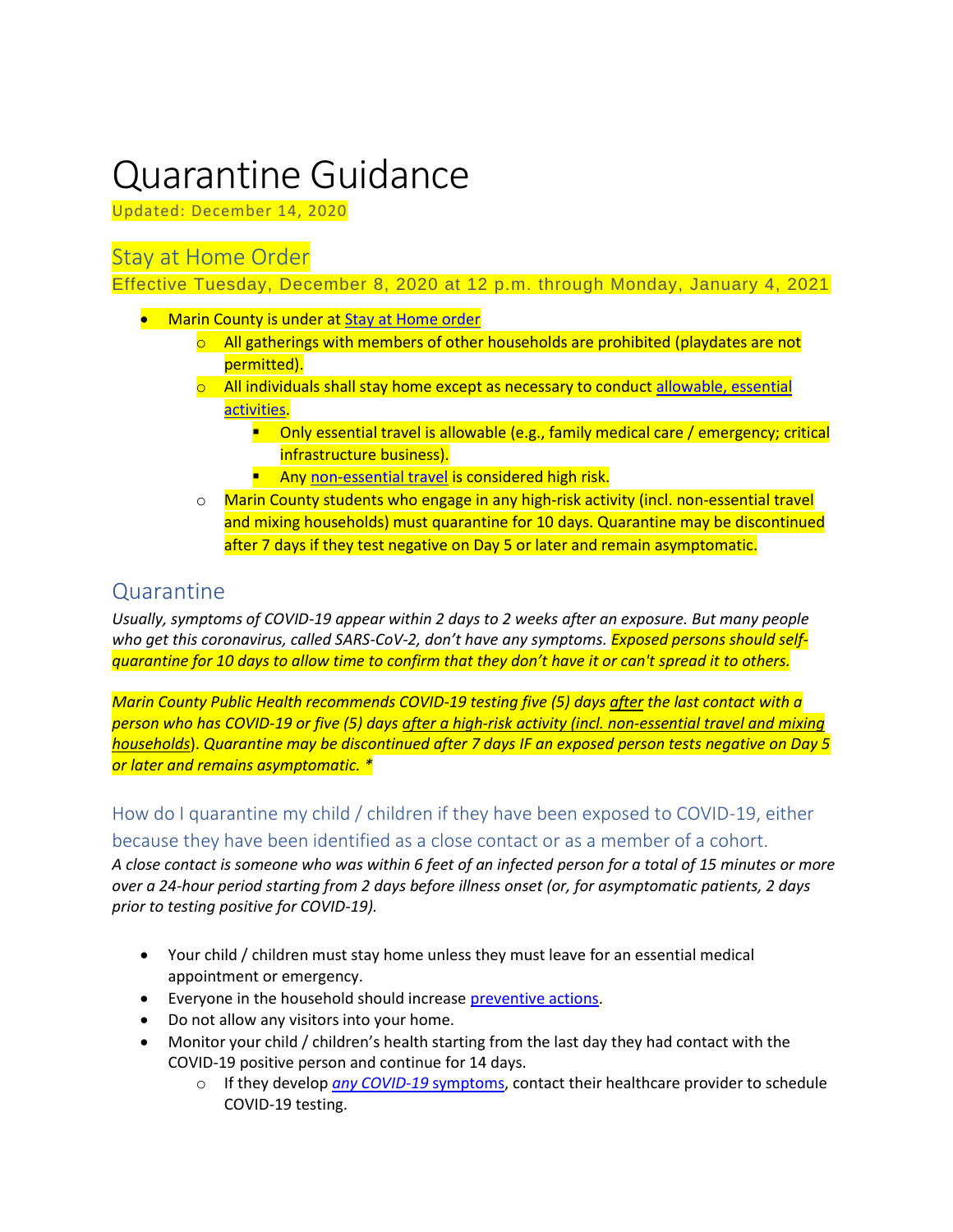# Quarantine Guidance

Updated: December 14, 2020

## Stay at Home Order

Effective Tuesday, December 8, 2020 at 12 p.m. through Monday, January 4, 2021

- Marin County is under at Stay at Home order
  - All gatherings with members of other households are prohibited (playdates are not permitted).
  - All individuals shall stay home except as necessary to conduct allowable, essential activities.
    - Only essential travel is allowable (e.g., family medical care / emergency; critical infrastructure business).
    - Any non-essential travel is considered high risk.
  - Marin County students who engage in any high-risk activity (incl. non-essential travel and mixing households) must quarantine for 10 days. Quarantine may be discontinued after 7 days if they test negative on Day 5 or later and remain asymptomatic.

## Quarantine

*Usually, symptoms of COVID-19 appear within 2 days to 2 weeks after an exposure. But many people who get this coronavirus, called SARS-CoV-2, don't have any symptoms. Exposed persons should self-quarantine for 10 days to allow time to confirm that they don't have it or can't spread it to others.*

*Marin County Public Health recommends COVID-19 testing five (5) days after the last contact with a person who has COVID-19 or five (5) days after a high-risk activity (incl. non-essential travel and mixing households). Quarantine may be discontinued after 7 days IF an exposed person tests negative on Day 5 or later and remains asymptomatic. **

### How do I quarantine my child / children if they have been exposed to COVID-19, either because they have been identified as a close contact or as a member of a cohort.

*A close contact is someone who was within 6 feet of an infected person for a total of 15 minutes or more over a 24-hour period starting from 2 days before illness onset (or, for asymptomatic patients, 2 days prior to testing positive for COVID-19).*

- Your child / children must stay home unless they must leave for an essential medical appointment or emergency.
- Everyone in the household should increase preventive actions.
- Do not allow any visitors into your home.
- Monitor your child / children's health starting from the last day they had contact with the COVID-19 positive person and continue for 14 days.
  - If they develop *any COVID-19* symptoms, contact their healthcare provider to schedule COVID-19 testing.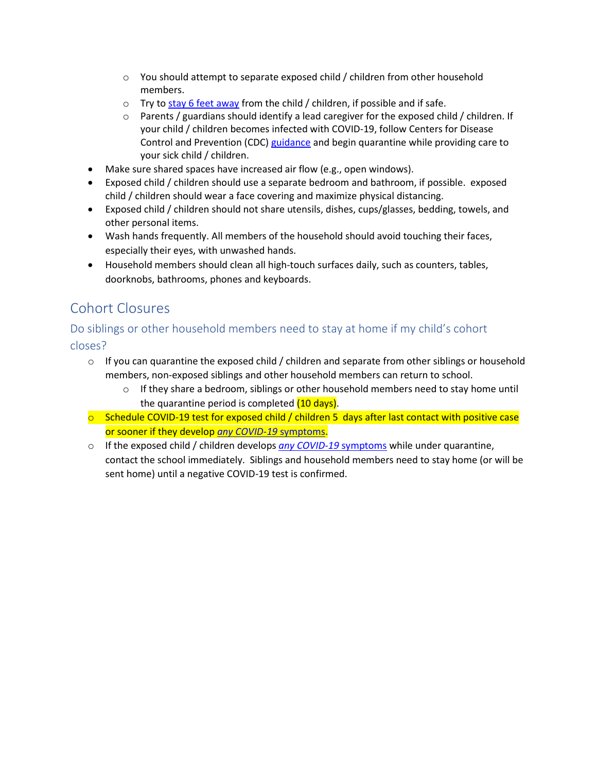- You should attempt to separate exposed child / children from other household members.
    - Try to stay 6 feet away from the child / children, if possible and if safe.
    - Parents / guardians should identify a lead caregiver for the exposed child / children. If your child / children becomes infected with COVID-19, follow Centers for Disease Control and Prevention (CDC) guidance and begin quarantine while providing care to your sick child / children.
- Make sure shared spaces have increased air flow (e.g., open windows).
- Exposed child / children should use a separate bedroom and bathroom, if possible. exposed child / children should wear a face covering and maximize physical distancing.
- Exposed child / children should not share utensils, dishes, cups/glasses, bedding, towels, and other personal items.
- Wash hands frequently. All members of the household should avoid touching their faces, especially their eyes, with unwashed hands.
- Household members should clean all high-touch surfaces daily, such as counters, tables, doorknobs, bathrooms, phones and keyboards.

## Cohort Closures

### Do siblings or other household members need to stay at home if my child's cohort closes?

- If you can quarantine the exposed child / children and separate from other siblings or household members, non-exposed siblings and other household members can return to school.
    - If they share a bedroom, siblings or other household members need to stay home until the quarantine period is completed (10 days).
- Schedule COVID-19 test for exposed child / children 5 days after last contact with positive case or sooner if they develop *any COVID-19* symptoms.
- If the exposed child / children develops *any COVID-19* symptoms while under quarantine, contact the school immediately. Siblings and household members need to stay home (or will be sent home) until a negative COVID-19 test is confirmed.